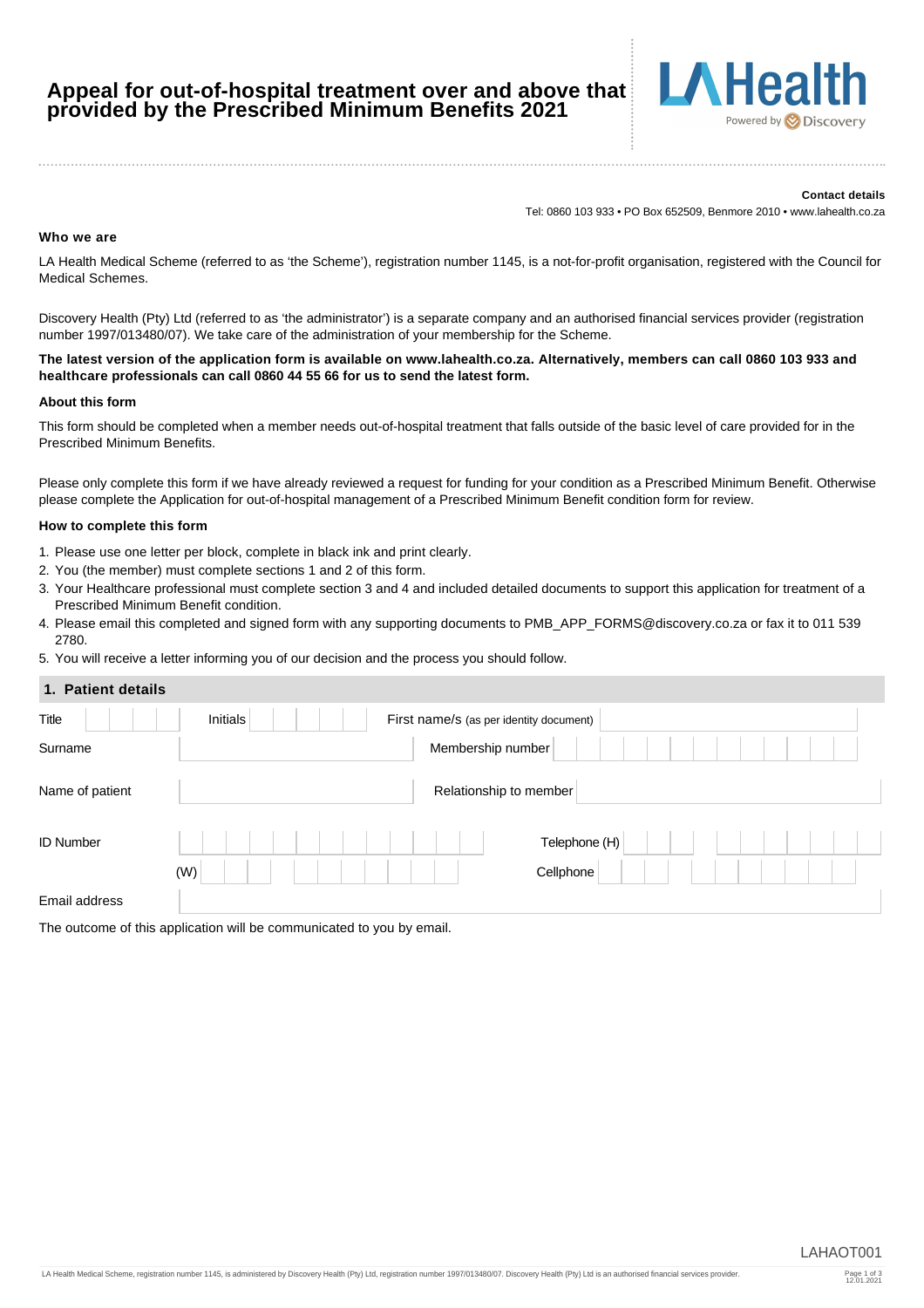# Appeal for out-of-hospital treatment over and above that provided by the Prescribed Minimum Benefits 2021

LA Health
Powered by Discovery

**Contact details**
Tel: 0860 103 933 • PO Box 652509, Benmore 2010 • www.lahealth.co.za

### Who we are

LA Health Medical Scheme (referred to as 'the Scheme'), registration number 1145, is a not-for-profit organisation, registered with the Council for Medical Schemes.

Discovery Health (Pty) Ltd (referred to as 'the administrator') is a separate company and an authorised financial services provider (registration number 1997/013480/07). We take care of the administration of your membership for the Scheme.

**The latest version of the application form is available on www.lahealth.co.za. Alternatively, members can call 0860 103 933 and healthcare professionals can call 0860 44 55 66 for us to send the latest form.**

### About this form

This form should be completed when a member needs out-of-hospital treatment that falls outside of the basic level of care provided for in the Prescribed Minimum Benefits.

Please only complete this form if we have already reviewed a request for funding for your condition as a Prescribed Minimum Benefit. Otherwise please complete the Application for out-of-hospital management of a Prescribed Minimum Benefit condition form for review.

### How to complete this form

1. Please use one letter per block, complete in black ink and print clearly.
2. You (the member) must complete sections 1 and 2 of this form.
3. Your Healthcare professional must complete section 3 and 4 and included detailed documents to support this application for treatment of a Prescribed Minimum Benefit condition.
4. Please email this completed and signed form with any supporting documents to PMB_APP_FORMS@discovery.co.za or fax it to 011 539 2780.
5. You will receive a letter informing you of our decision and the process you should follow.

## 1. Patient details

| | | | |
|---|---|---|---|
| Title | Initials | First name/s (as per identity document) | |
| Surname | | Membership number | |
| Name of patient | | Relationship to member | |
| ID Number | | Telephone (H) | |
| | (W) | Cellphone | |
| Email address | | | |

The outcome of this application will be communicated to you by email.

LAHAOT001

LA Health Medical Scheme, registration number 1145, is administered by Discovery Health (Pty) Ltd, registration number 1997/013480/07. Discovery Health (Pty) Ltd is an authorised financial services provider.

12.01.2021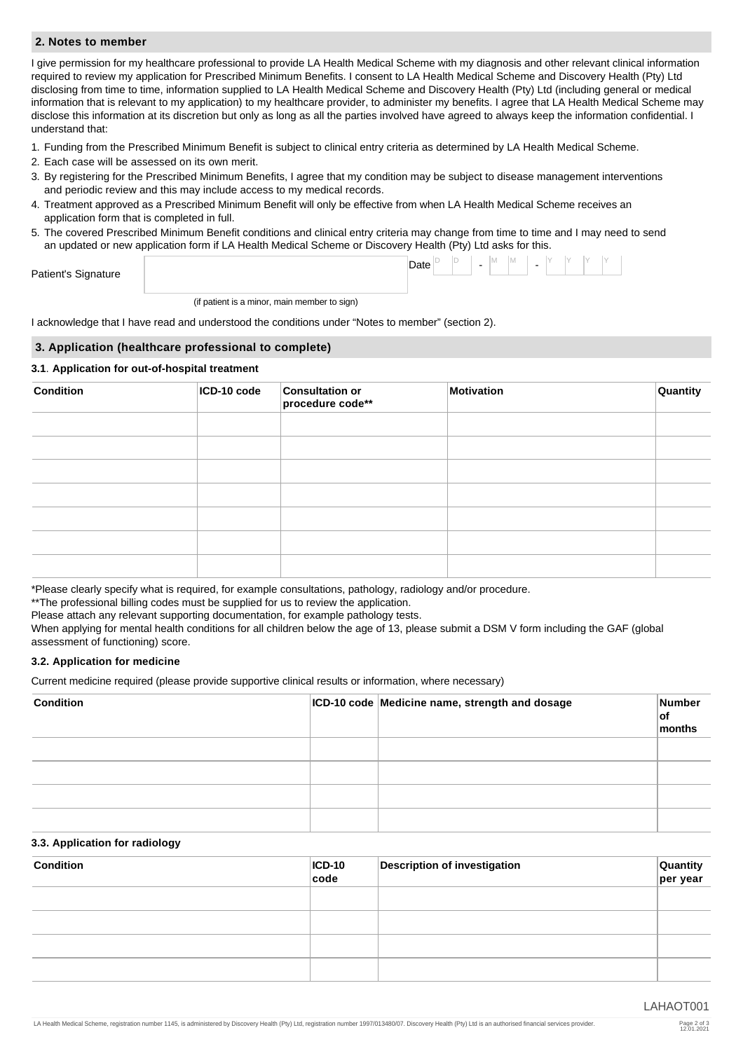## 2. Notes to member

I give permission for my healthcare professional to provide LA Health Medical Scheme with my diagnosis and other relevant clinical information required to review my application for Prescribed Minimum Benefits. I consent to LA Health Medical Scheme and Discovery Health (Pty) Ltd disclosing from time to time, information supplied to LA Health Medical Scheme and Discovery Health (Pty) Ltd (including general or medical information that is relevant to my application) to my healthcare provider, to administer my benefits. I agree that LA Health Medical Scheme may disclose this information at its discretion but only as long as all the parties involved have agreed to always keep the information confidential. I understand that:

1. Funding from the Prescribed Minimum Benefit is subject to clinical entry criteria as determined by LA Health Medical Scheme.
2. Each case will be assessed on its own merit.
3. By registering for the Prescribed Minimum Benefits, I agree that my condition may be subject to disease management interventions and periodic review and this may include access to my medical records.
4. Treatment approved as a Prescribed Minimum Benefit will only be effective from when LA Health Medical Scheme receives an application form that is completed in full.
5. The covered Prescribed Minimum Benefit conditions and clinical entry criteria may change from time to time and I may need to send an updated or new application form if LA Health Medical Scheme or Discovery Health (Pty) Ltd asks for this.

Patient's Signature ____________________ Date D D - M M - Y Y Y Y

(if patient is a minor, main member to sign)

I acknowledge that I have read and understood the conditions under "Notes to member" (section 2).

## 3. Application (healthcare professional to complete)

### 3.1. Application for out-of-hospital treatment

| Condition | ICD-10 code | Consultation or procedure code** | Motivation | Quantity |
|---|---|---|---|---|
| | | | | |
| | | | | |
| | | | | |
| | | | | |
| | | | | |
| | | | | |
| | | | | |

*Please clearly specify what is required, for example consultations, pathology, radiology and/or procedure.

**The professional billing codes must be supplied for us to review the application.

Please attach any relevant supporting documentation, for example pathology tests.

When applying for mental health conditions for all children below the age of 13, please submit a DSM V form including the GAF (global assessment of functioning) score.

### 3.2. Application for medicine

Current medicine required (please provide supportive clinical results or information, where necessary)

| Condition | ICD-10 code | Medicine name, strength and dosage | Number of months |
|---|---|---|---|
| | | | |
| | | | |
| | | | |
| | | | |

### 3.3. Application for radiology

| Condition | ICD-10 code | Description of investigation | Quantity per year |
|---|---|---|---|
| | | | |
| | | | |
| | | | |
| | | | |

LAHAOT001

LA Health Medical Scheme, registration number 1145, is administered by Discovery Health (Pty) Ltd, registration number 1997/013480/07. Discovery Health (Pty) Ltd is an authorised financial services provider.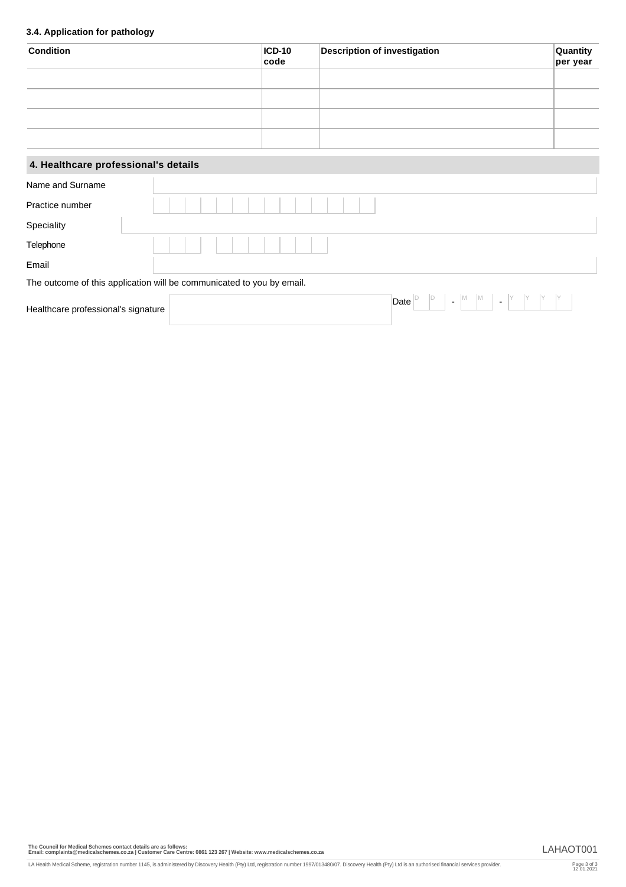### 3.4. Application for pathology

| Condition | ICD-10 code | Description of investigation | Quantity per year |
|---|---|---|---|
| | | | |
| | | | |
| | | | |
| | | | |

## 4. Healthcare professional's details

| | |
|---|---|
| Name and Surname | |
| Practice number | |
| Speciality | |
| Telephone | |
| Email | |

The outcome of this application will be communicated to you by email.

Healthcare professional's signature _______________ Date D D - M M - Y Y Y Y

**The Council for Medical Schemes contact details are as follows:**
**Email: complaints@medicalschemes.co.za | Customer Care Centre: 0861 123 267 | Website: www.medicalschemes.co.za**

LAHAOT001

LA Health Medical Scheme, registration number 1145, is administered by Discovery Health (Pty) Ltd, registration number 1997/013480/07. Discovery Health (Pty) Ltd is an authorised financial services provider.

12.01.2021